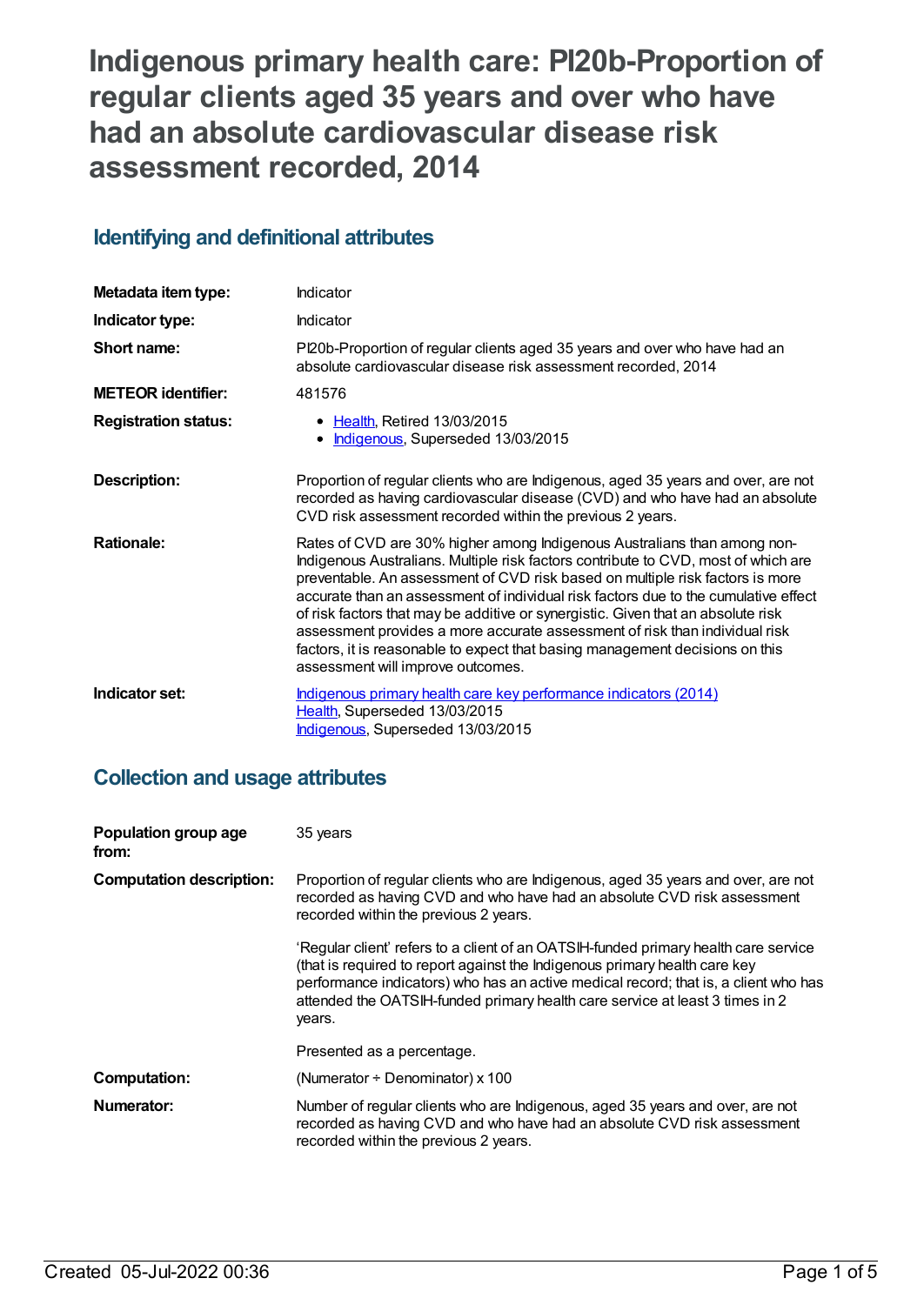# Indigenous primary health care: PI20b-Proportion of regular clients aged 35 years and over who have had an absolute cardiovascular disease risk assessment recorded, 2014

## Identifying and definitional attributes

| | |
|---|---|
| **Metadata item type:** | Indicator |
| **Indicator type:** | Indicator |
| **Short name:** | PI20b-Proportion of regular clients aged 35 years and over who have had an absolute cardiovascular disease risk assessment recorded, 2014 |
| **METEOR identifier:** | 481576 |
| **Registration status:** | • Health, Retired 13/03/2015<br>• Indigenous, Superseded 13/03/2015 |
| **Description:** | Proportion of regular clients who are Indigenous, aged 35 years and over, are not recorded as having cardiovascular disease (CVD) and who have had an absolute CVD risk assessment recorded within the previous 2 years. |
| **Rationale:** | Rates of CVD are 30% higher among Indigenous Australians than among non-Indigenous Australians. Multiple risk factors contribute to CVD, most of which are preventable. An assessment of CVD risk based on multiple risk factors is more accurate than an assessment of individual risk factors due to the cumulative effect of risk factors that may be additive or synergistic. Given that an absolute risk assessment provides a more accurate assessment of risk than individual risk factors, it is reasonable to expect that basing management decisions on this assessment will improve outcomes. |
| **Indicator set:** | Indigenous primary health care key performance indicators (2014)<br>Health, Superseded 13/03/2015<br>Indigenous, Superseded 13/03/2015 |

## Collection and usage attributes

| | |
|---|---|
| **Population group age from:** | 35 years |
| **Computation description:** | Proportion of regular clients who are Indigenous, aged 35 years and over, are not recorded as having CVD and who have had an absolute CVD risk assessment recorded within the previous 2 years.<br><br>'Regular client' refers to a client of an OATSIH-funded primary health care service (that is required to report against the Indigenous primary health care key performance indicators) who has an active medical record; that is, a client who has attended the OATSIH-funded primary health care service at least 3 times in 2 years.<br><br>Presented as a percentage. |
| **Computation:** | (Numerator ÷ Denominator) x 100 |
| **Numerator:** | Number of regular clients who are Indigenous, aged 35 years and over, are not recorded as having CVD and who have had an absolute CVD risk assessment recorded within the previous 2 years. |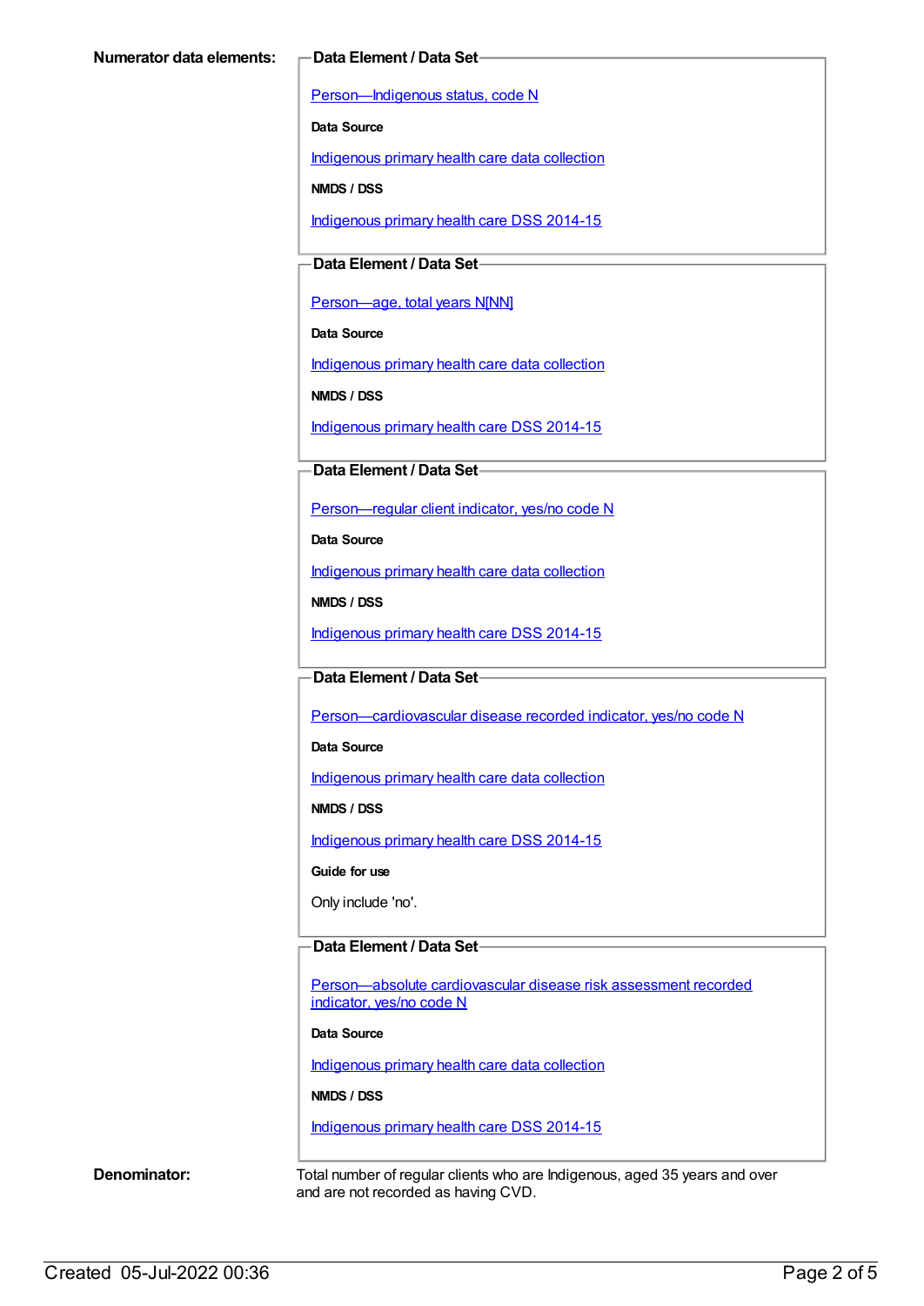**Numerator data elements:**

**Data Element / Data Set**

Person—Indigenous status, code N

**Data Source**

Indigenous primary health care data collection

**NMDS / DSS**

Indigenous primary health care DSS 2014-15

**Data Element / Data Set**

Person—age, total years N[NN]

**Data Source**

Indigenous primary health care data collection

**NMDS / DSS**

Indigenous primary health care DSS 2014-15

**Data Element / Data Set**

Person—regular client indicator, yes/no code N

**Data Source**

Indigenous primary health care data collection

**NMDS / DSS**

Indigenous primary health care DSS 2014-15

**Data Element / Data Set**

Person—cardiovascular disease recorded indicator, yes/no code N

**Data Source**

Indigenous primary health care data collection

**NMDS / DSS**

Indigenous primary health care DSS 2014-15

**Guide for use**

Only include 'no'.

**Data Element / Data Set**

Person—absolute cardiovascular disease risk assessment recorded indicator, yes/no code N

**Data Source**

Indigenous primary health care data collection

**NMDS / DSS**

Indigenous primary health care DSS 2014-15

**Denominator:**

Total number of regular clients who are Indigenous, aged 35 years and over and are not recorded as having CVD.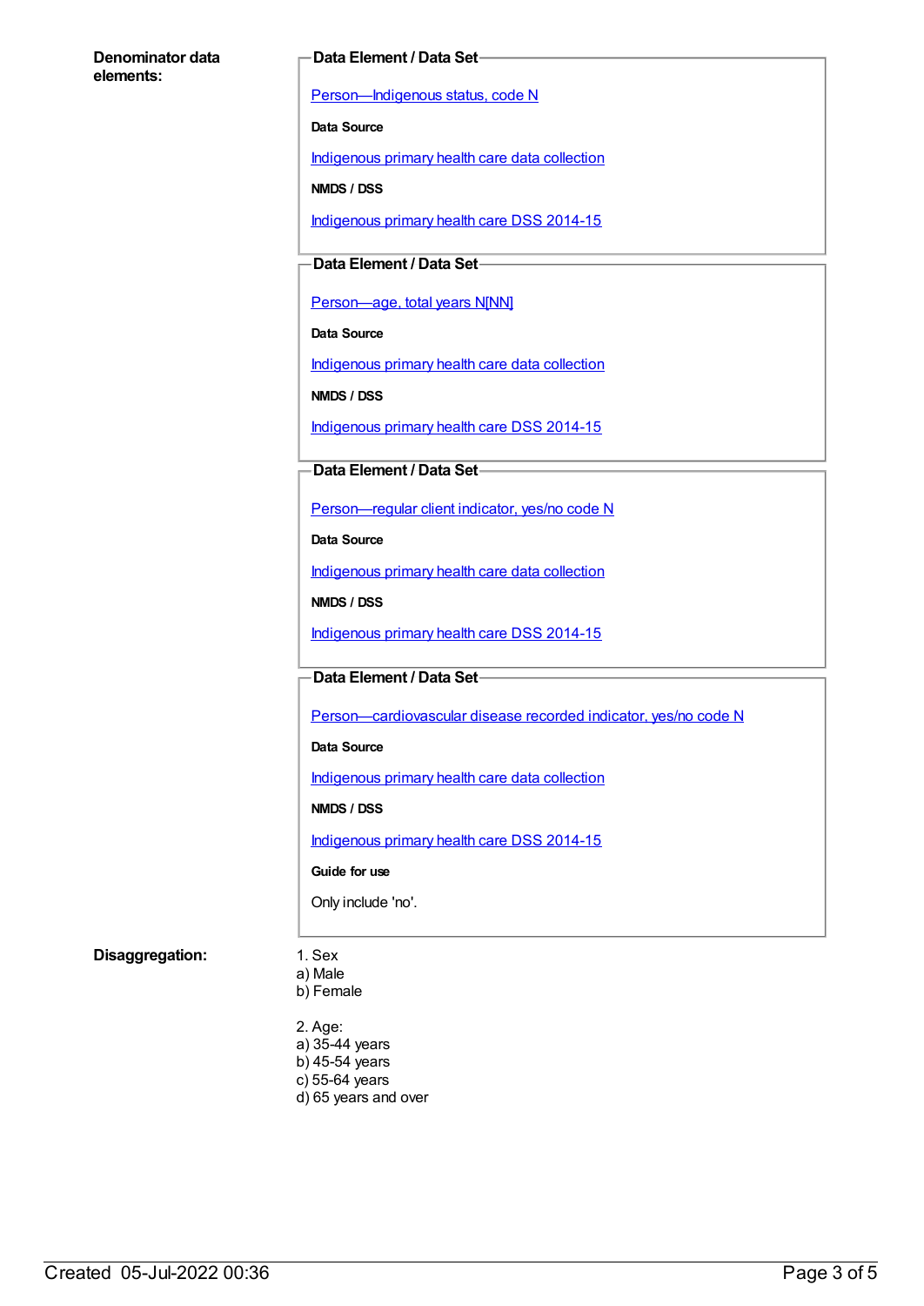**Denominator data elements:**

**Data Element / Data Set**

Person—Indigenous status, code N

**Data Source**

Indigenous primary health care data collection

**NMDS / DSS**

Indigenous primary health care DSS 2014-15

**Data Element / Data Set**

Person—age, total years N[NN]

**Data Source**

Indigenous primary health care data collection

**NMDS / DSS**

Indigenous primary health care DSS 2014-15

**Data Element / Data Set**

Person—regular client indicator, yes/no code N

**Data Source**

Indigenous primary health care data collection

**NMDS / DSS**

Indigenous primary health care DSS 2014-15

**Data Element / Data Set**

Person—cardiovascular disease recorded indicator, yes/no code N

**Data Source**

Indigenous primary health care data collection

**NMDS / DSS**

Indigenous primary health care DSS 2014-15

**Guide for use**

Only include 'no'.

**Disaggregation:**

1. Sex
a) Male
b) Female

2. Age:
a) 35-44 years
b) 45-54 years
c) 55-64 years
d) 65 years and over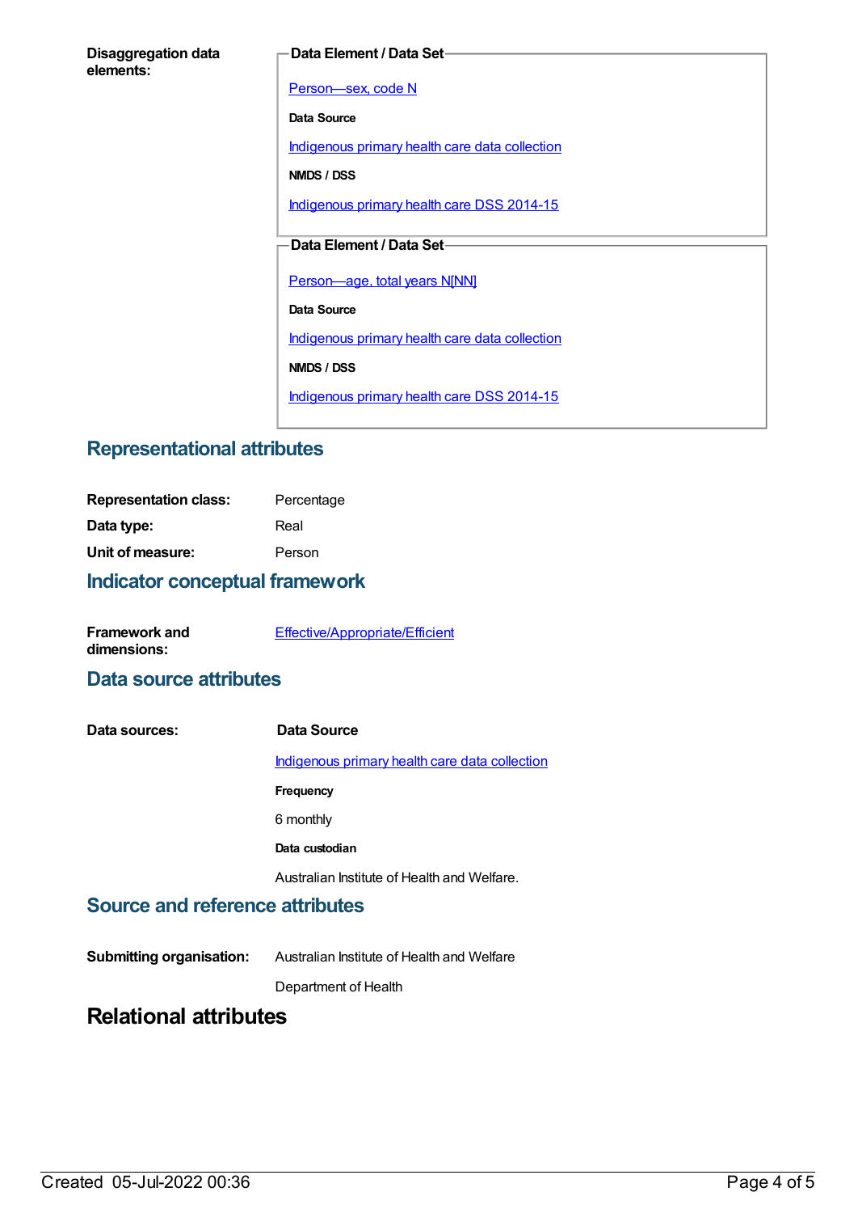**Disaggregation data elements:**

**Data Element / Data Set**

Person—sex, code N

**Data Source**

Indigenous primary health care data collection

**NMDS / DSS**

Indigenous primary health care DSS 2014-15

**Data Element / Data Set**

Person—age, total years N[NN]

**Data Source**

Indigenous primary health care data collection

**NMDS / DSS**

Indigenous primary health care DSS 2014-15

## Representational attributes

**Representation class:** Percentage

**Data type:** Real

**Unit of measure:** Person

## Indicator conceptual framework

**Framework and dimensions:** Effective/Appropriate/Efficient

## Data source attributes

**Data sources:**

**Data Source**

Indigenous primary health care data collection

**Frequency**

6 monthly

**Data custodian**

Australian Institute of Health and Welfare.

## Source and reference attributes

**Submitting organisation:** Australian Institute of Health and Welfare

Department of Health

# Relational attributes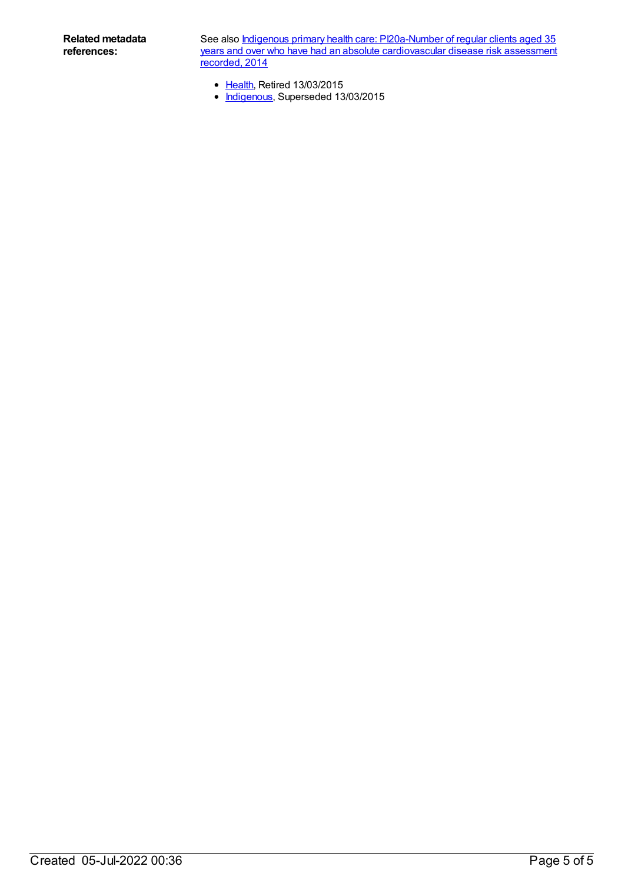**Related metadata references:**

See also Indigenous primary health care: PI20a-Number of regular clients aged 35 years and over who have had an absolute cardiovascular disease risk assessment recorded, 2014

- Health, Retired 13/03/2015
- Indigenous, Superseded 13/03/2015